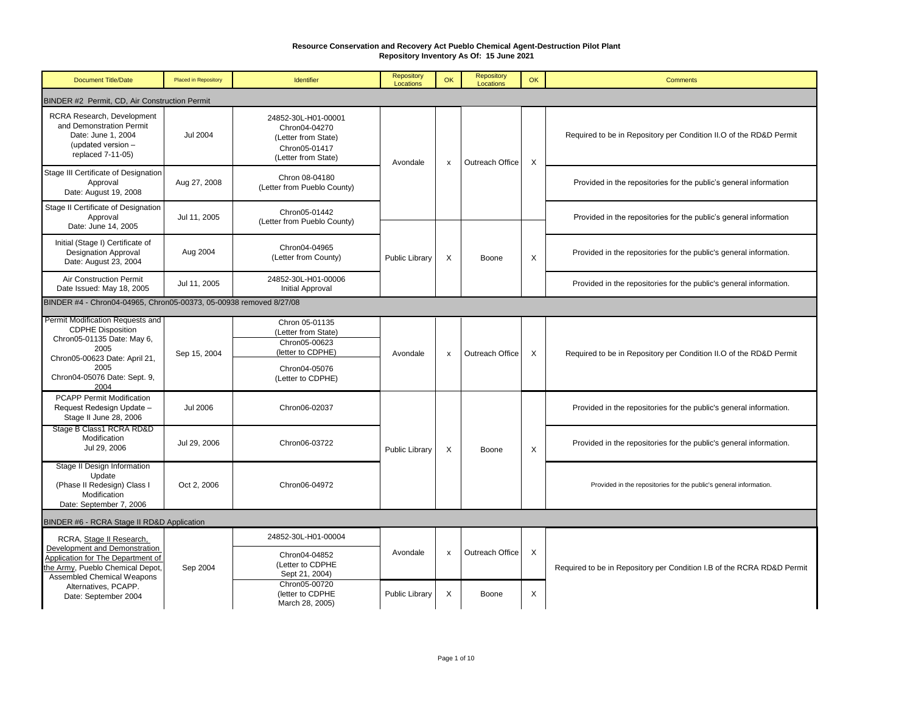# Resource Conservation and Recovery Act Pueblo Chemical Agent-Destruction Pilot Plant
## Repository Inventory As Of: 15 June 2021

| Document Title/Date | Placed in Repository | Identifier | Repository Locations | OK | Repository Locations | OK | Comments |
|---|---|---|---|---|---|---|---|
| **BINDER #2 Permit, CD, Air Construction Permit** | | | | | | | |
| RCRA Research, Development and Demonstration Permit Date: June 1, 2004 (updated version – replaced 7-11-05) | Jul 2004 | 24852-30L-H01-00001 Chron04-04270 (Letter from State) Chron05-01417 (Letter from State) | Avondale | x | Outreach Office | X | Required to be in Repository per Condition II.O of the RD&D Permit |
| Stage III Certificate of Designation Approval Date: August 19, 2008 | Aug 27, 2008 | Chron 08-04180 (Letter from Pueblo County) | | | | | Provided in the repositories for the public's general information |
| Stage II Certificate of Designation Approval Date: June 14, 2005 | Jul 11, 2005 | Chron05-01442 (Letter from Pueblo County) | | | | | Provided in the repositories for the public's general information |
| Initial (Stage I) Certificate of Designation Approval Date: August 23, 2004 | Aug 2004 | Chron04-04965 (Letter from County) | Public Library | X | Boone | X | Provided in the repositories for the public's general information. |
| Air Construction Permit Date Issued: May 18, 2005 | Jul 11, 2005 | 24852-30L-H01-00006 Initial Approval | | | | | Provided in the repositories for the public's general information. |
| **BINDER #4 - Chron04-04965, Chron05-00373, 05-00938 removed 8/27/08** | | | | | | | |
| Permit Modification Requests and CDPHE Disposition Chron05-01135 Date: May 6, 2005 Chron05-00623 Date: April 21, 2005 Chron04-05076 Date: Sept. 9, 2004 | Sep 15, 2004 | Chron 05-01135 (Letter from State) Chron05-00623 (letter to CDPHE) Chron04-05076 (Letter to CDPHE) | Avondale | x | Outreach Office | X | Required to be in Repository per Condition II.O of the RD&D Permit |
| PCAPP Permit Modification Request Redesign Update – Stage II June 28, 2006 | Jul 2006 | Chron06-02037 | Public Library | X | Boone | X | Provided in the repositories for the public's general information. |
| Stage B Class1 RCRA RD&D Modification Jul 29, 2006 | Jul 29, 2006 | Chron06-03722 | | | | | Provided in the repositories for the public's general information. |
| Stage II Design Information Update (Phase II Redesign) Class I Modification Date: September 7, 2006 | Oct 2, 2006 | Chron06-04972 | | | | | Provided in the repositories for the public's general information. |
| **BINDER #6 - RCRA Stage II RD&D Application** | | | | | | | |
| RCRA, Stage II Research, Development and Demonstration Application for The Department of the Army, Pueblo Chemical Depot, Assembled Chemical Weapons Alternatives, PCAPP. Date: September 2004 | Sep 2004 | 24852-30L-H01-00004 Chron04-04852 (Letter to CDPHE Sept 21, 2004) | Avondale | x | Outreach Office | X | Required to be in Repository per Condition I.B of the RCRA RD&D Permit |
| | | Chron05-00720 (letter to CDPHE March 28, 2005) | Public Library | X | Boone | X | |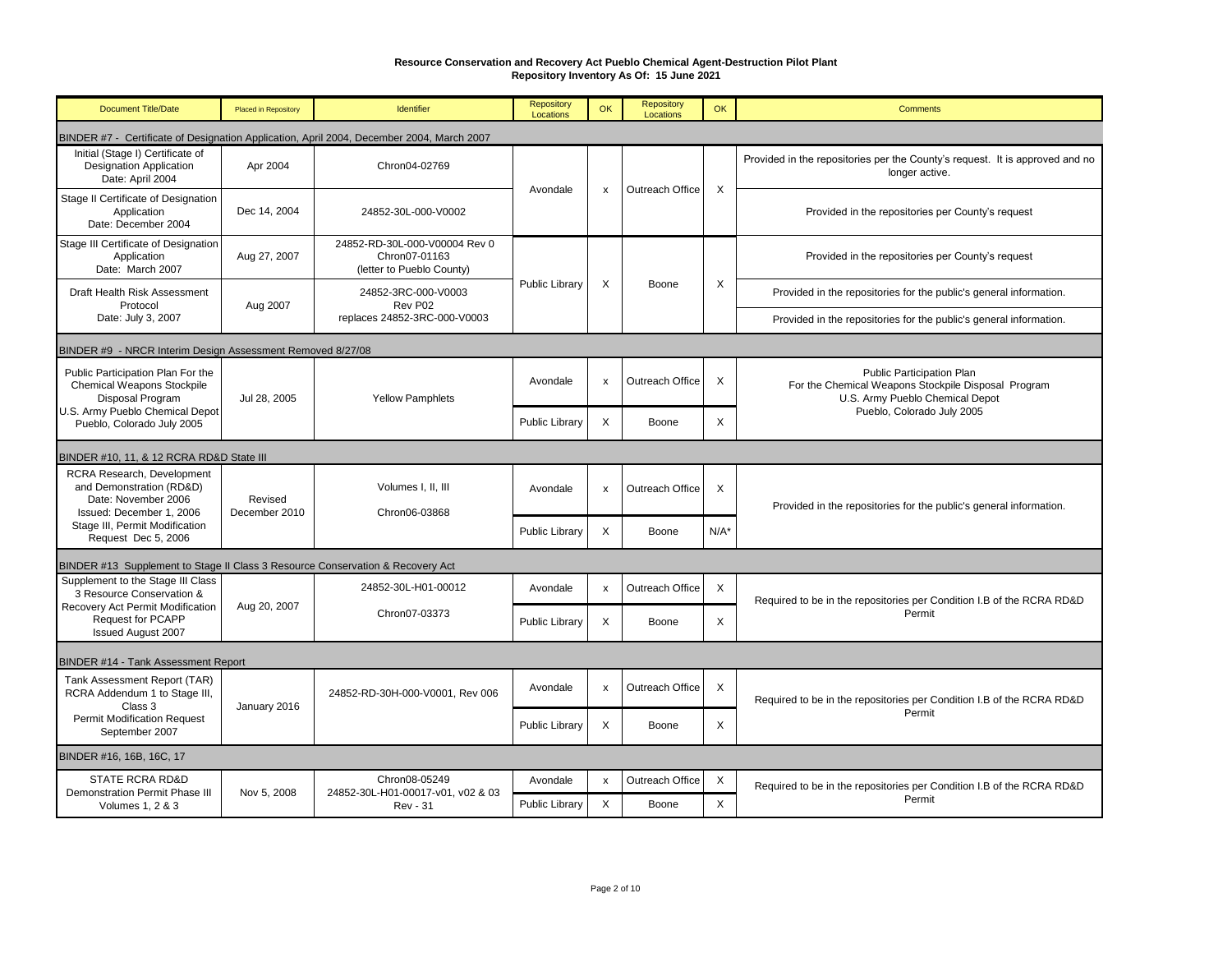# Resource Conservation and Recovery Act Pueblo Chemical Agent-Destruction Pilot Plant
## Repository Inventory As Of: 15 June 2021

| Document Title/Date | Placed in Repository | Identifier | Repository Locations | OK | Repository Locations | OK | Comments |
|---|---|---|---|---|---|---|---|
| **BINDER #7 - Certificate of Designation Application, April 2004, December 2004, March 2007** | | | | | | | |
| Initial (Stage I) Certificate of Designation Application Date: April 2004 | Apr 2004 | Chron04-02769 | Avondale | x | Outreach Office | X | Provided in the repositories per the County's request. It is approved and no longer active. |
| Stage II Certificate of Designation Application Date: December 2004 | Dec 14, 2004 | 24852-30L-000-V0002 | | | | | Provided in the repositories per County's request |
| Stage III Certificate of Designation Application Date: March 2007 | Aug 27, 2007 | 24852-RD-30L-000-V00004 Rev 0 Chron07-01163 (letter to Pueblo County) | Public Library | X | Boone | X | Provided in the repositories per County's request |
| Draft Health Risk Assessment Protocol Date: July 3, 2007 | Aug 2007 | 24852-3RC-000-V0003 Rev P02 replaces 24852-3RC-000-V0003 | | | | | Provided in the repositories for the public's general information. |
| | | | | | | | Provided in the repositories for the public's general information. |
| **BINDER #9 - NRCR Interim Design Assessment Removed 8/27/08** | | | | | | | |
| Public Participation Plan For the Chemical Weapons Stockpile Disposal Program U.S. Army Pueblo Chemical Depot Pueblo, Colorado July 2005 | Jul 28, 2005 | Yellow Pamphlets | Avondale | x | Outreach Office | X | Public Participation Plan For the Chemical Weapons Stockpile Disposal Program U.S. Army Pueblo Chemical Depot Pueblo, Colorado July 2005 |
| | | | Public Library | X | Boone | X | |
| **BINDER #10, 11, & 12 RCRA RD&D State III** | | | | | | | |
| RCRA Research, Development and Demonstration (RD&D) Date: November 2006 Issued: December 1, 2006 Stage III, Permit Modification Request Dec 5, 2006 | Revised December 2010 | Volumes I, II, III Chron06-03868 | Avondale | x | Outreach Office | X | Provided in the repositories for the public's general information. |
| | | | Public Library | X | Boone | N/A* | |
| **BINDER #13 Supplement to Stage II Class 3 Resource Conservation & Recovery Act** | | | | | | | |
| Supplement to the Stage III Class 3 Resource Conservation & Recovery Act Permit Modification Request for PCAPP Issued August 2007 | Aug 20, 2007 | 24852-30L-H01-00012 Chron07-03373 | Avondale | x | Outreach Office | X | Required to be in the repositories per Condition I.B of the RCRA RD&D Permit |
| | | | Public Library | X | Boone | X | |
| **BINDER #14 - Tank Assessment Report** | | | | | | | |
| Tank Assessment Report (TAR) RCRA Addendum 1 to Stage III, Class 3 Permit Modification Request September 2007 | January 2016 | 24852-RD-30H-000-V0001, Rev 006 | Avondale | x | Outreach Office | X | Required to be in the repositories per Condition I.B of the RCRA RD&D Permit |
| | | | Public Library | X | Boone | X | |
| **BINDER #16, 16B, 16C, 17** | | | | | | | |
| STATE RCRA RD&D Demonstration Permit Phase III Volumes 1, 2 & 3 | Nov 5, 2008 | Chron08-05249 24852-30L-H01-00017-v01, v02 & 03 Rev - 31 | Avondale | x | Outreach Office | X | Required to be in the repositories per Condition I.B of the RCRA RD&D Permit |
| | | | Public Library | X | Boone | X | |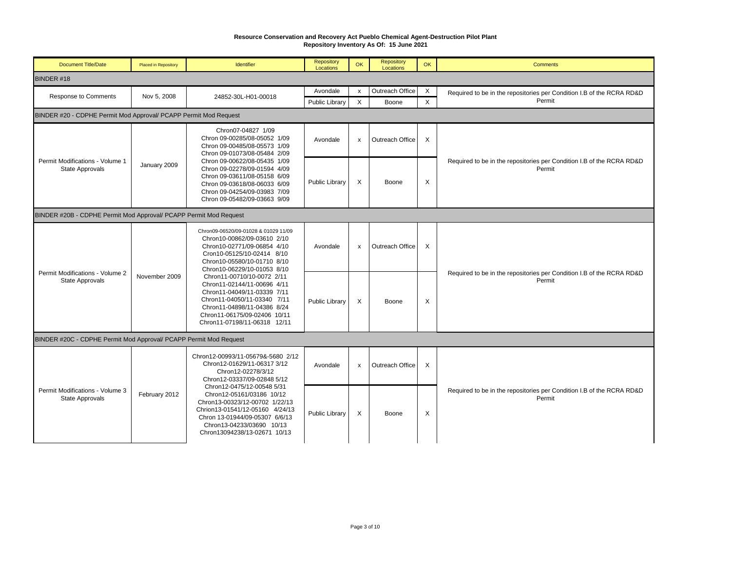# Resource Conservation and Recovery Act Pueblo Chemical Agent-Destruction Pilot Plant
## Repository Inventory As Of: 15 June 2021

| Document Title/Date | Placed in Repository | Identifier | Repository Locations | OK | Repository Locations | OK | Comments |
|---|---|---|---|---|---|---|---|
| BINDER #18 | | | | | | | |
| Response to Comments | Nov 5, 2008 | 24852-30L-H01-00018 | Avondale | x | Outreach Office | X | Required to be in the repositories per Condition I.B of the RCRA RD&D Permit |
| | | | Public Library | X | Boone | X | |
| BINDER #20 - CDPHE Permit Mod Approval/ PCAPP Permit Mod Request | | | | | | | |
| Permit Modifications - Volume 1 State Approvals | January 2009 | Chron07-04827 1/09<br>Chron 09-00285/08-05052 1/09<br>Chron 09-00485/08-05573 1/09<br>Chron 09-01073/08-05484 2/09<br>Chron 09-00622/08-05435 1/09<br>Chron 09-02278/09-01594 4/09<br>Chron 09-03611/08-05158 6/09<br>Chron 09-03618/08-06033 6/09<br>Chron 09-04254/09-03983 7/09<br>Chron 09-05482/09-03663 9/09 | Avondale | x | Outreach Office | X | Required to be in the repositories per Condition I.B of the RCRA RD&D Permit |
| | | | Public Library | X | Boone | X | |
| BINDER #20B - CDPHE Permit Mod Approval/ PCAPP Permit Mod Request | | | | | | | |
| Permit Modifications - Volume 2 State Approvals | November 2009 | Chron09-06520/09-01028 & 01029 11/09<br>Chron10-00862/09-03610 2/10<br>Chron10-02771/09-06854 4/10<br>Cron10-05125/10-02414 8/10<br>Chron10-05580/10-01710 8/10<br>Chron10-06229/10-01053 8/10<br>Chron11-00710/10-0072 2/11<br>Chron11-02144/11-00696 4/11<br>Chron11-04049/11-03339 7/11<br>Chron11-04050/11-03340 7/11<br>Chron11-04898/11-04386 8/24<br>Chron11-06175/09-02406 10/11<br>Chron11-07198/11-06318 12/11 | Avondale | x | Outreach Office | X | Required to be in the repositories per Condition I.B of the RCRA RD&D Permit |
| | | | Public Library | X | Boone | X | |
| BINDER #20C - CDPHE Permit Mod Approval/ PCAPP Permit Mod Request | | | | | | | |
| Permit Modifications - Volume 3 State Approvals | February 2012 | Chron12-00993/11-05679&-5680 2/12<br>Chron12-01629/11-06317 3/12<br>Chron12-02278/3/12<br>Chron12-03337/09-02848 5/12<br>Chron12-0475/12-00548 5/31<br>Chron12-05161/03186 10/12<br>Chron13-00323/12-00702 1/22/13<br>Chrion13-01541/12-05160 4/24/13<br>Chron 13-01944/09-05307 6/6/13<br>Chron13-04233/03690 10/13<br>Chron13094238/13-02671 10/13 | Avondale | x | Outreach Office | X | Required to be in the repositories per Condition I.B of the RCRA RD&D Permit |
| | | | Public Library | X | Boone | X | |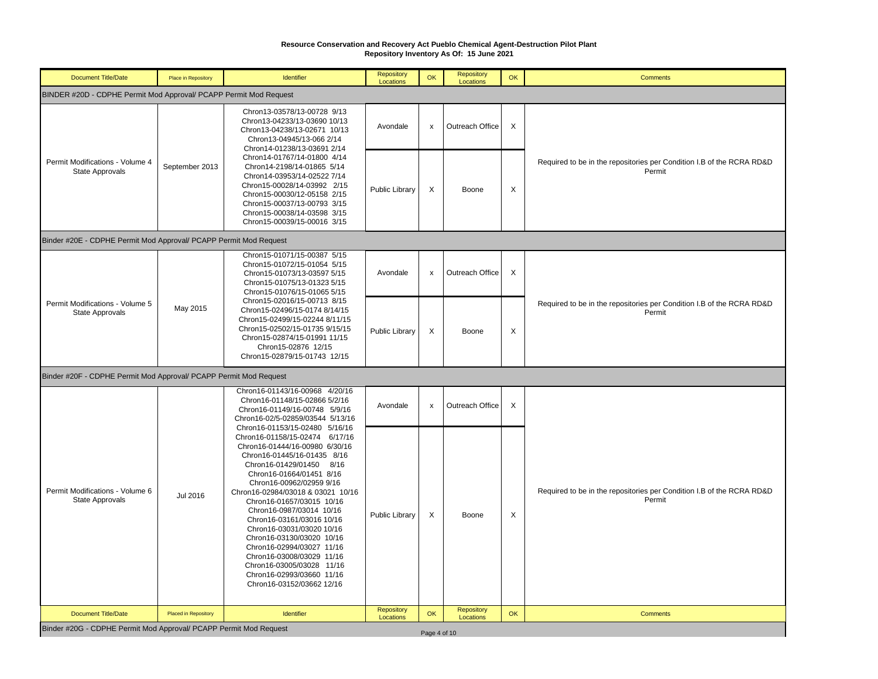# Resource Conservation and Recovery Act Pueblo Chemical Agent-Destruction Pilot Plant
## Repository Inventory As Of: 15 June 2021

| Document Title/Date | Place in Repository | Identifier | Repository Locations | OK | Repository Locations | OK | Comments |
|---|---|---|---|---|---|---|---|
| **BINDER #20D - CDPHE Permit Mod Approval/ PCAPP Permit Mod Request** | | | | | | | |
| Permit Modifications - Volume 4 State Approvals | September 2013 | Chron13-03578/13-00728 9/13<br>Chron13-04233/13-03690 10/13<br>Chron13-04238/13-02671 10/13<br>Chron13-04945/13-066 2/14<br>Chron14-01238/13-03691 2/14<br>Chron14-01767/14-01800 4/14<br>Chron14-2198/14-01865 5/14<br>Chron14-03953/14-02522 7/14<br>Chron15-00028/14-03992 2/15<br>Chron15-00030/12-05158 2/15<br>Chron15-00037/13-00793 3/15<br>Chron15-00038/14-03598 3/15<br>Chron15-00039/15-00016 3/15 | Avondale | x | Outreach Office | X | Required to be in the repositories per Condition I.B of the RCRA RD&D Permit |
| | | | Public Library | X | Boone | X | |
| **Binder #20E - CDPHE Permit Mod Approval/ PCAPP Permit Mod Request** | | | | | | | |
| Permit Modifications - Volume 5 State Approvals | May 2015 | Chron15-01071/15-00387 5/15<br>Chron15-01072/15-01054 5/15<br>Chron15-01073/13-03597 5/15<br>Chron15-01075/13-01323 5/15<br>Chron15-01076/15-01065 5/15<br>Chron15-02016/15-00713 8/15<br>Chron15-02496/15-0174 8/14/15<br>Chron15-02499/15-02244 8/11/15<br>Chron15-02502/15-01735 9/15/15<br>Chron15-02874/15-01991 11/15<br>Chron15-02876 12/15<br>Chron15-02879/15-01743 12/15 | Avondale | x | Outreach Office | X | Required to be in the repositories per Condition I.B of the RCRA RD&D Permit |
| | | | Public Library | X | Boone | X | |
| **Binder #20F - CDPHE Permit Mod Approval/ PCAPP Permit Mod Request** | | | | | | | |
| Permit Modifications - Volume 6 State Approvals | Jul 2016 | Chron16-01143/16-00968 4/20/16<br>Chron16-01148/15-02866 5/2/16<br>Chron16-01149/16-00748 5/9/16<br>Chron16-02/5-02859/03544 5/13/16<br>Chron16-01153/15-02480 5/16/16<br>Chron16-01158/15-02474 6/17/16<br>Chron16-01444/16-00980 6/30/16<br>Chron16-01445/16-01435 8/16<br>Chron16-01429/01450 8/16<br>Chron16-01664/01451 8/16<br>Chron16-00962/02959 9/16<br>Chron16-02984/03018 & 03021 10/16<br>Chron16-01657/03015 10/16<br>Chron16-0987/03014 10/16<br>Chron16-03161/03016 10/16<br>Chron16-03031/03020 10/16<br>Chron16-03130/03020 10/16<br>Chron16-02994/03027 11/16<br>Chron16-03008/03029 11/16<br>Chron16-03005/03028 11/16<br>Chron16-02993/03660 11/16<br>Chron16-03152/03662 12/16 | Avondale | x | Outreach Office | X | Required to be in the repositories per Condition I.B of the RCRA RD&D Permit |
| | | | Public Library | X | Boone | X | |

| Document Title/Date | Placed in Repository | Identifier | Repository Locations | OK | Repository Locations | OK | Comments |
|---|---|---|---|---|---|---|---|
| **Binder #20G - CDPHE Permit Mod Approval/ PCAPP Permit Mod Request** | | | | | | | |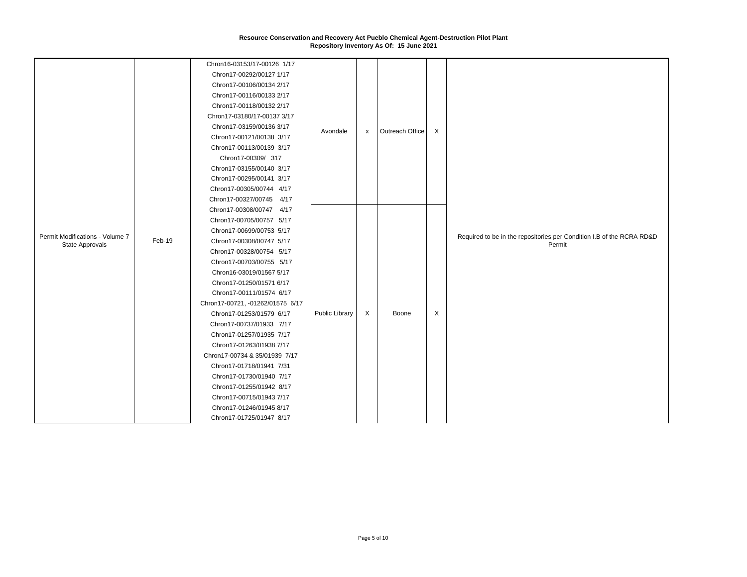# Resource Conservation and Recovery Act Pueblo Chemical Agent-Destruction Pilot Plant
## Repository Inventory As Of: 15 June 2021

| | | | | | | | |
|---|---|---|---|---|---|---|---|
| Permit Modifications - Volume 7 State Approvals | Feb-19 | Chron16-03153/17-00126 1/17<br>Chron17-00292/00127 1/17<br>Chron17-00106/00134 2/17<br>Chron17-00116/00133 2/17<br>Chron17-00118/00132 2/17<br>Chron17-03180/17-00137 3/17<br>Chron17-03159/00136 3/17<br>Chron17-00121/00138 3/17<br>Chron17-00113/00139 3/17<br>Chron17-00309/ 317<br>Chron17-03155/00140 3/17<br>Chron17-00295/00141 3/17<br>Chron17-00305/00744 4/17<br>Chron17-00327/00745 4/17 | Avondale | x | Outreach Office | X | Required to be in the repositories per Condition I.B of the RCRA RD&D Permit |
| | | Chron17-00308/00747 4/17<br>Chron17-00705/00757 5/17<br>Chron17-00699/00753 5/17<br>Chron17-00308/00747 5/17<br>Chron17-00328/00754 5/17<br>Chron17-00703/00755 5/17<br>Chron16-03019/01567 5/17<br>Chron17-01250/01571 6/17<br>Chron17-00111/01574 6/17<br>Chron17-00721, -01262/01575 6/17<br>Chron17-01253/01579 6/17<br>Chron17-00737/01933 7/17<br>Chron17-01257/01935 7/17<br>Chron17-01263/01938 7/17<br>Chron17-00734 & 35/01939 7/17<br>Chron17-01718/01941 7/31<br>Chron17-01730/01940 7/17<br>Chron17-01255/01942 8/17<br>Chron17-00715/01943 7/17<br>Chron17-01246/01945 8/17<br>Chron17-01725/01947 8/17 | Public Library | X | Boone | X | |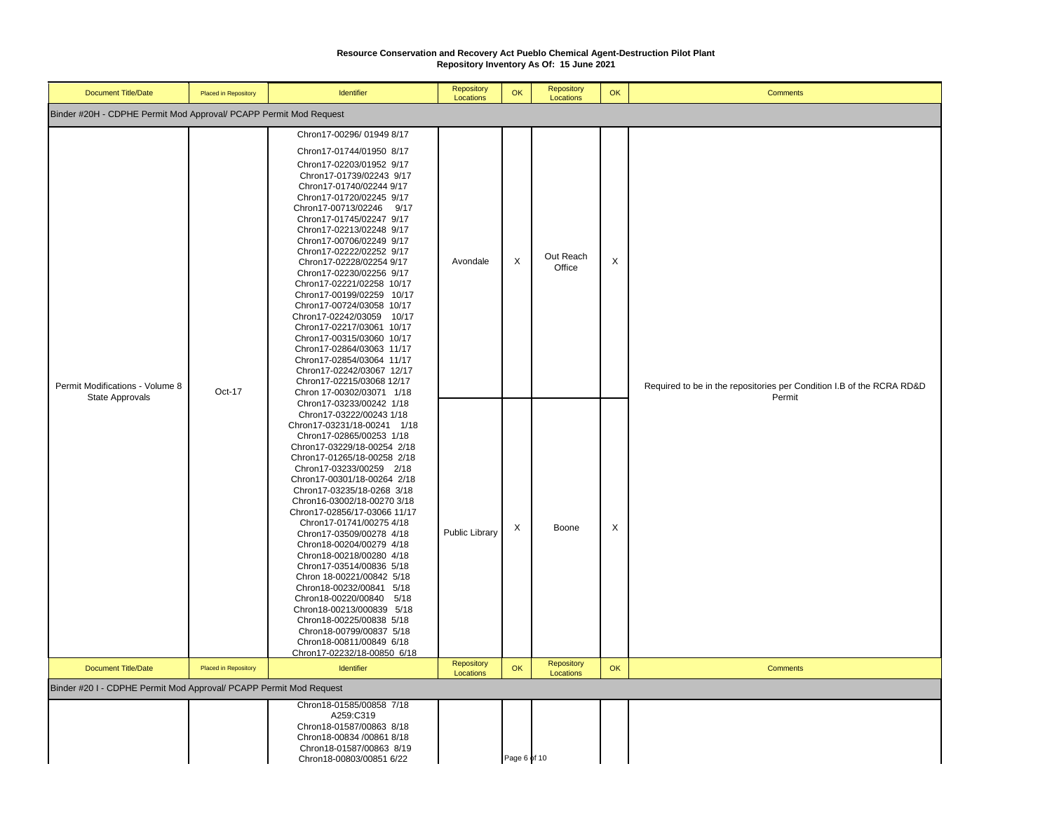**Resource Conservation and Recovery Act Pueblo Chemical Agent-Destruction Pilot Plant**
**Repository Inventory As Of: 15 June 2021**

| Document Title/Date | Placed in Repository | Identifier | Repository Locations | OK | Repository Locations | OK | Comments |
|---|---|---|---|---|---|---|---|
| **Binder #20H - CDPHE Permit Mod Approval/ PCAPP Permit Mod Request** | | | | | | | |
| Permit Modifications - Volume 8 State Approvals | Oct-17 | Chron17-00296/ 01949 8/17<br>Chron17-01744/01950 8/17<br>Chron17-02203/01952 9/17<br>Chron17-01739/02243 9/17<br>Chron17-01740/02244 9/17<br>Chron17-01720/02245 9/17<br>Chron17-00713/02246 9/17<br>Chron17-01745/02247 9/17<br>Chron17-02213/02248 9/17<br>Chron17-00706/02249 9/17<br>Chron17-02222/02252 9/17<br>Chron17-02228/02254 9/17<br>Chron17-02230/02256 9/17<br>Chron17-02221/02258 10/17<br>Chron17-00199/02259 10/17<br>Chron17-00724/03058 10/17<br>Chron17-02242/03059 10/17<br>Chron17-02217/03061 10/17<br>Chron17-00315/03060 10/17<br>Chron17-02864/03063 11/17<br>Chron17-02854/03064 11/17<br>Chron17-02242/03067 12/17<br>Chron17-02215/03068 12/17<br>Chron 17-00302/03071 1/18 | Avondale | X | Out Reach Office | X | Required to be in the repositories per Condition I.B of the RCRA RD&D Permit |
| | | Chron17-03233/00242 1/18<br>Chron17-03222/00243 1/18<br>Chron17-03231/18-00241 1/18<br>Chron17-02865/00253 1/18<br>Chron17-03229/18-00254 2/18<br>Chron17-01265/18-00258 2/18<br>Chron17-03233/00259 2/18<br>Chron17-00301/18-00264 2/18<br>Chron17-03235/18-0268 3/18<br>Chron16-03002/18-00270 3/18<br>Chron17-02856/17-03066 11/17<br>Chron17-01741/00275 4/18<br>Chron17-03509/00278 4/18<br>Chron18-00204/00279 4/18<br>Chron18-00218/00280 4/18<br>Chron17-03514/00836 5/18<br>Chron 18-00221/00842 5/18<br>Chron18-00232/00841 5/18<br>Chron18-00220/00840 5/18<br>Chron18-00213/000839 5/18<br>Chron18-00225/00838 5/18<br>Chron18-00799/00837 5/18<br>Chron18-00811/00849 6/18<br>Chron17-02232/18-00850 6/18 | Public Library | X | Boone | X | |

| Document Title/Date | Placed in Repository | Identifier | Repository Locations | OK | Repository Locations | OK | Comments |
|---|---|---|---|---|---|---|---|
| **Binder #20 I - CDPHE Permit Mod Approval/ PCAPP Permit Mod Request** | | | | | | | |
| | | Chron18-01585/00858 7/18<br>A259:C319<br>Chron18-01587/00863 8/18<br>Chron18-00834 /00861 8/18<br>Chron18-01587/00863 8/19<br>Chron18-00803/00851 6/22 | | | | | |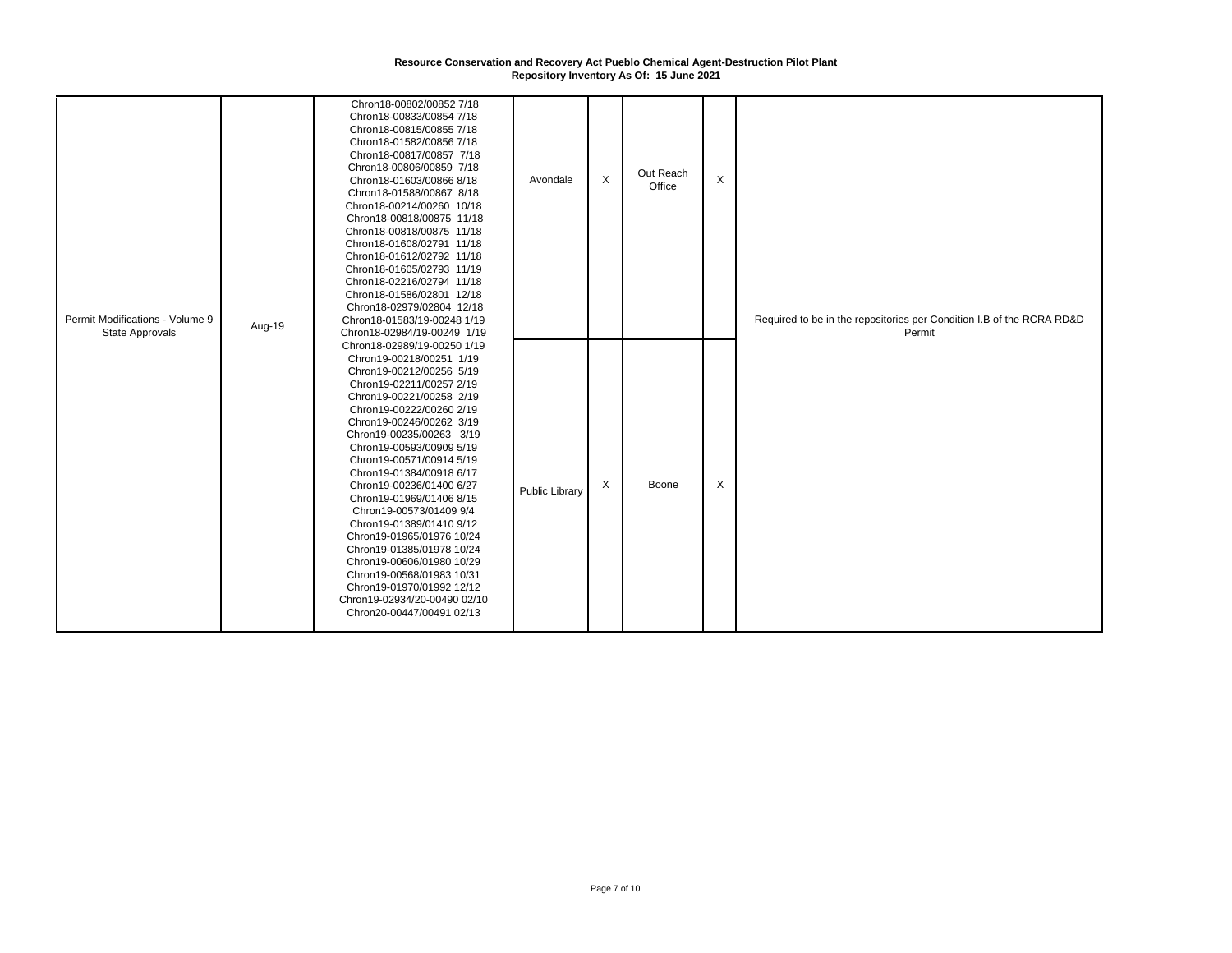**Resource Conservation and Recovery Act Pueblo Chemical Agent-Destruction Pilot Plant**
**Repository Inventory As Of: 15 June 2021**

| | | | | | | | |
|---|---|---|---|---|---|---|---|
| Permit Modifications - Volume 9 State Approvals | Aug-19 | Chron18-00802/00852 7/18<br>Chron18-00833/00854 7/18<br>Chron18-00815/00855 7/18<br>Chron18-01582/00856 7/18<br>Chron18-00817/00857 7/18<br>Chron18-00806/00859 7/18<br>Chron18-01603/00866 8/18<br>Chron18-01588/00867 8/18<br>Chron18-00214/00260 10/18<br>Chron18-00818/00875 11/18<br>Chron18-00818/00875 11/18<br>Chron18-01608/02791 11/18<br>Chron18-01612/02792 11/18<br>Chron18-01605/02793 11/19<br>Chron18-02216/02794 11/18<br>Chron18-01586/02801 12/18<br>Chron18-02979/02804 12/18<br>Chron18-01583/19-00248 1/19<br>Chron18-02984/19-00249 1/19<br>Chron18-02989/19-00250 1/19<br>Chron19-00218/00251 1/19<br>Chron19-00212/00256 5/19<br>Chron19-02211/00257 2/19<br>Chron19-00221/00258 2/19<br>Chron19-00222/00260 2/19<br>Chron19-00246/00262 3/19<br>Chron19-00235/00263 3/19<br>Chron19-00593/00909 5/19<br>Chron19-00571/00914 5/19<br>Chron19-01384/00918 6/17<br>Chron19-00236/01400 6/27<br>Chron19-01969/01406 8/15<br>Chron19-00573/01409 9/4<br>Chron19-01389/01410 9/12<br>Chron19-01965/01976 10/24<br>Chron19-01385/01978 10/24<br>Chron19-00606/01980 10/29<br>Chron19-00568/01983 10/31<br>Chron19-01970/01992 12/12<br>Chron19-02934/20-00490 02/10<br>Chron20-00447/00491 02/13 | Avondale | X | Out Reach Office | X | Required to be in the repositories per Condition I.B of the RCRA RD&D Permit |
| | | | Public Library | X | Boone | X | |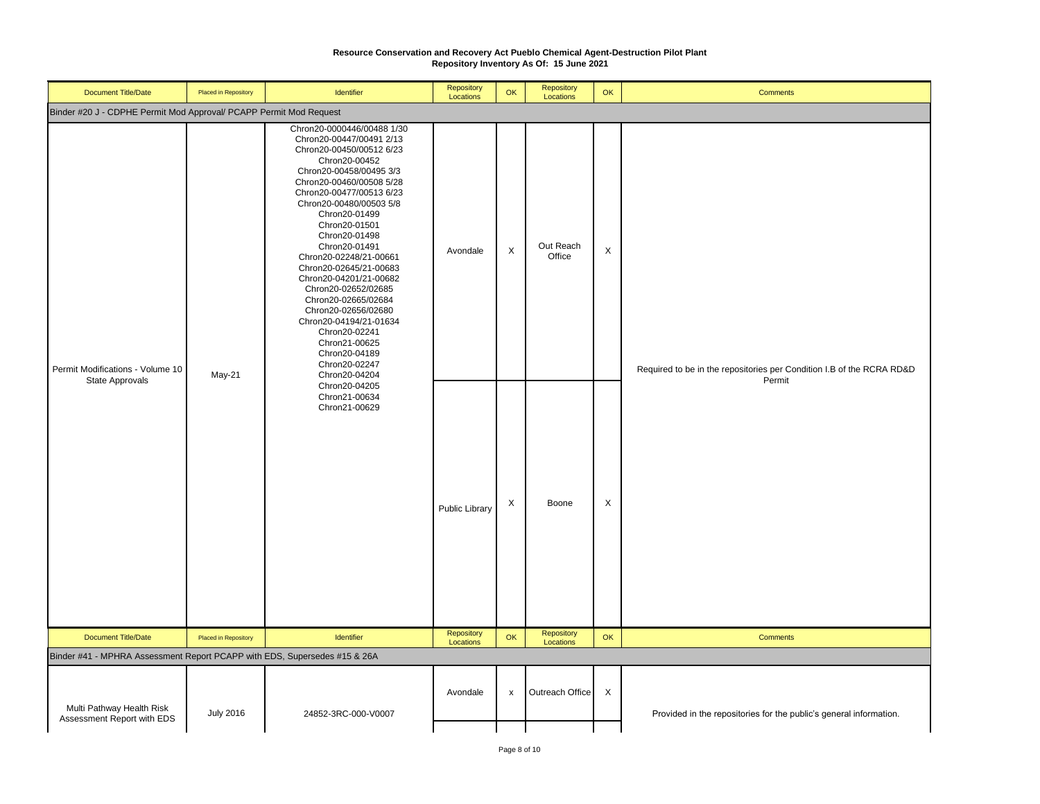**Resource Conservation and Recovery Act Pueblo Chemical Agent-Destruction Pilot Plant**
**Repository Inventory As Of: 15 June 2021**

| Document Title/Date | Placed in Repository | Identifier | Repository Locations | OK | Repository Locations | OK | Comments |
|---|---|---|---|---|---|---|---|
| **Binder #20 J - CDPHE Permit Mod Approval/ PCAPP Permit Mod Request** | | | | | | | |
| Permit Modifications - Volume 10 State Approvals | May-21 | Chron20-0000446/00488 1/30<br>Chron20-00447/00491 2/13<br>Chron20-00450/00512 6/23<br>Chron20-00452<br>Chron20-00458/00495 3/3<br>Chron20-00460/00508 5/28<br>Chron20-00477/00513 6/23<br>Chron20-00480/00503 5/8<br>Chron20-01499<br>Chron20-01501<br>Chron20-01498<br>Chron20-01491<br>Chron20-02248/21-00661<br>Chron20-02645/21-00683<br>Chron20-04201/21-00682<br>Chron20-02652/02685<br>Chron20-02665/02684<br>Chron20-02656/02680<br>Chron20-04194/21-01634<br>Chron20-02241<br>Chron21-00625<br>Chron20-04189<br>Chron20-02247<br>Chron20-04204<br>Chron20-04205<br>Chron21-00634<br>Chron21-00629 | Avondale | X | Out Reach Office | X | Required to be in the repositories per Condition I.B of the RCRA RD&D Permit |
| | | | Public Library | X | Boone | X | |
| **Binder #41 - MPHRA Assessment Report PCAPP with EDS, Supersedes #15 & 26A** | | | | | | | |
| Multi Pathway Health Risk Assessment Report with EDS | July 2016 | 24852-3RC-000-V0007 | Avondale | x | Outreach Office | X | Provided in the repositories for the public's general information. |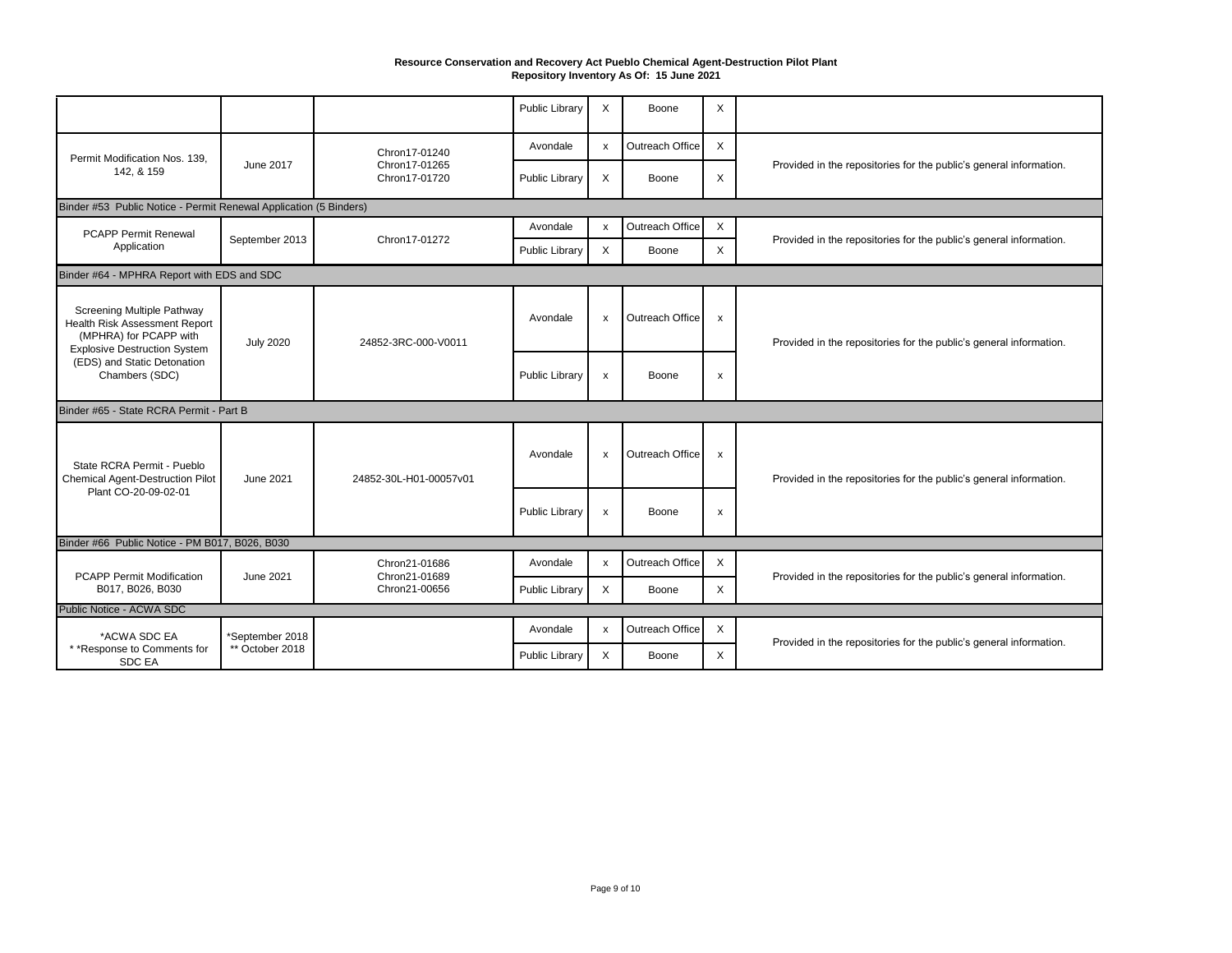**Resource Conservation and Recovery Act Pueblo Chemical Agent-Destruction Pilot Plant**
**Repository Inventory As Of: 15 June 2021**

| | | | | | | | |
|---|---|---|---|---|---|---|---|
| | | | Public Library | X | Boone | X | |
| Permit Modification Nos. 139, 142, & 159 | June 2017 | Chron17-01240<br>Chron17-01265<br>Chron17-01720 | Avondale | x | Outreach Office | X | Provided in the repositories for the public's general information. |
| | | | Public Library | X | Boone | X | |
| Binder #53 Public Notice - Permit Renewal Application (5 Binders) | | | | | | | |
| PCAPP Permit Renewal Application | September 2013 | Chron17-01272 | Avondale | x | Outreach Office | X | Provided in the repositories for the public's general information. |
| | | | Public Library | X | Boone | X | |
| Binder #64 - MPHRA Report with EDS and SDC | | | | | | | |
| Screening Multiple Pathway Health Risk Assessment Report (MPHRA) for PCAPP with Explosive Destruction System (EDS) and Static Detonation Chambers (SDC) | July 2020 | 24852-3RC-000-V0011 | Avondale | x | Outreach Office | x | Provided in the repositories for the public's general information. |
| | | | Public Library | x | Boone | x | |
| Binder #65 - State RCRA Permit - Part B | | | | | | | |
| State RCRA Permit - Pueblo Chemical Agent-Destruction Pilot Plant CO-20-09-02-01 | June 2021 | 24852-30L-H01-00057v01 | Avondale | x | Outreach Office | x | Provided in the repositories for the public's general information. |
| | | | Public Library | x | Boone | x | |
| Binder #66 Public Notice - PM B017, B026, B030 | | | | | | | |
| PCAPP Permit Modification B017, B026, B030 | June 2021 | Chron21-01686<br>Chron21-01689<br>Chron21-00656 | Avondale | x | Outreach Office | X | Provided in the repositories for the public's general information. |
| | | | Public Library | X | Boone | X | |
| Public Notice - ACWA SDC | | | | | | | |
| *ACWA SDC EA<br>**Response to Comments for SDC EA | *September 2018<br>** October 2018 | | Avondale | x | Outreach Office | X | Provided in the repositories for the public's general information. |
| | | | Public Library | X | Boone | X | |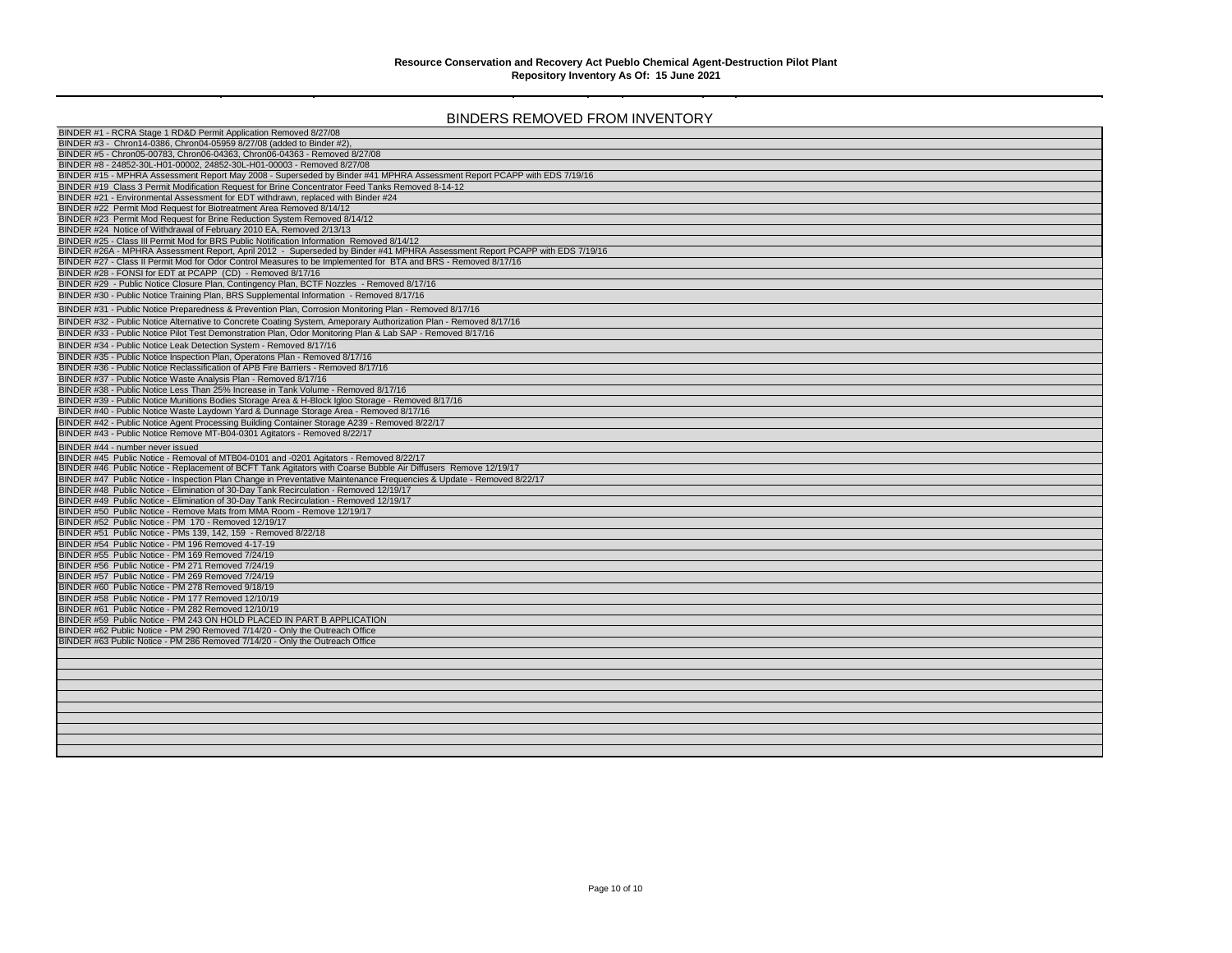**Resource Conservation and Recovery Act Pueblo Chemical Agent-Destruction Pilot Plant**
**Repository Inventory As Of: 15 June 2021**

## BINDERS REMOVED FROM INVENTORY

| |
|---|
| BINDER #1 - RCRA Stage 1 RD&D Permit Application Removed 8/27/08 |
| BINDER #3 - Chron14-0386, Chron04-05959 8/27/08 (added to Binder #2), |
| BINDER #5 - Chron05-00783, Chron06-04363, Chron06-04363 - Removed 8/27/08 |
| BINDER #8 - 24852-30L-H01-00002, 24852-30L-H01-00003 - Removed 8/27/08 |
| BINDER #15 - MPHRA Assessment Report May 2008 - Superseded by Binder #41 MPHRA Assessment Report PCAPP with EDS 7/19/16 |
| BINDER #19 Class 3 Permit Modification Request for Brine Concentrator Feed Tanks Removed 8-14-12 |
| BINDER #21 - Environmental Assessment for EDT withdrawn, replaced with Binder #24 |
| BINDER #22 Permit Mod Request for Biotreatment Area Removed 8/14/12 |
| BINDER #23 Permit Mod Request for Brine Reduction System Removed 8/14/12 |
| BINDER #24 Notice of Withdrawal of February 2010 EA, Removed 2/13/13 |
| BINDER #25 - Class III Permit Mod for BRS Public Notification Information Removed 8/14/12 |
| BINDER #26A - MPHRA Assessment Report, April 2012 - Superseded by Binder #41 MPHRA Assessment Report PCAPP with EDS 7/19/16 |
| BINDER #27 - Class II Permit Mod for Odor Control Measures to be Implemented for BTA and BRS - Removed 8/17/16 |
| BINDER #28 - FONSI for EDT at PCAPP (CD) - Removed 8/17/16 |
| BINDER #29 - Public Notice Closure Plan, Contingency Plan, BCTF Nozzles - Removed 8/17/16 |
| BINDER #30 - Public Notice Training Plan, BRS Supplemental Information - Removed 8/17/16 |
| BINDER #31 - Public Notice Preparedness & Prevention Plan, Corrosion Monitoring Plan - Removed 8/17/16 |
| BINDER #32 - Public Notice Alternative to Concrete Coating System, Ameporary Authorization Plan - Removed 8/17/16 |
| BINDER #33 - Public Notice Pilot Test Demonstration Plan, Odor Monitoring Plan & Lab SAP - Removed 8/17/16 |
| BINDER #34 - Public Notice Leak Detection System - Removed 8/17/16 |
| BINDER #35 - Public Notice Inspection Plan, Operatons Plan - Removed 8/17/16 |
| BINDER #36 - Public Notice Reclassification of APB Fire Barriers - Removed 8/17/16 |
| BINDER #37 - Public Notice Waste Analysis Plan - Removed 8/17/16 |
| BINDER #38 - Public Notice Less Than 25% Increase in Tank Volume - Removed 8/17/16 |
| BINDER #39 - Public Notice Munitions Bodies Storage Area & H-Block Igloo Storage - Removed 8/17/16 |
| BINDER #40 - Public Notice Waste Laydown Yard & Dunnage Storage Area - Removed 8/17/16 |
| BINDER #42 - Public Notice Agent Processing Building Container Storage A239 - Removed 8/22/17 |
| BINDER #43 - Public Notice Remove MT-B04-0301 Agitators - Removed 8/22/17 |
| BINDER #44 - number never issued |
| BINDER #45 Public Notice - Removal of MTB04-0101 and -0201 Agitators - Removed 8/22/17 |
| BINDER #46 Public Notice - Replacement of BCFT Tank Agitators with Coarse Bubble Air Diffusers Remove 12/19/17 |
| BINDER #47 Public Notice - Inspection Plan Change in Preventative Maintenance Frequencies & Update - Removed 8/22/17 |
| BINDER #48 Public Notice - Elimination of 30-Day Tank Recirculation - Removed 12/19/17 |
| BINDER #49 Public Notice - Elimination of 30-Day Tank Recirculation - Removed 12/19/17 |
| BINDER #50 Public Notice - Remove Mats from MMA Room - Remove 12/19/17 |
| BINDER #52 Public Notice - PM 170 - Removed 12/19/17 |
| BINDER #51 Public Notice - PMs 139, 142, 159 - Removed 8/22/18 |
| BINDER #54 Public Notice - PM 196 Removed 4-17-19 |
| BINDER #55 Public Notice - PM 169 Removed 7/24/19 |
| BINDER #56 Public Notice - PM 271 Removed 7/24/19 |
| BINDER #57 Public Notice - PM 269 Removed 7/24/19 |
| BINDER #60 Public Notice - PM 278 Removed 9/18/19 |
| BINDER #58 Public Notice - PM 177 Removed 12/10/19 |
| BINDER #61 Public Notice - PM 282 Removed 12/10/19 |
| BINDER #59 Public Notice - PM 243 ON HOLD PLACED IN PART B APPLICATION |
| BINDER #62 Public Notice - PM 290 Removed 7/14/20 - Only the Outreach Office |
| BINDER #63 Public Notice - PM 286 Removed 7/14/20 - Only the Outreach Office |